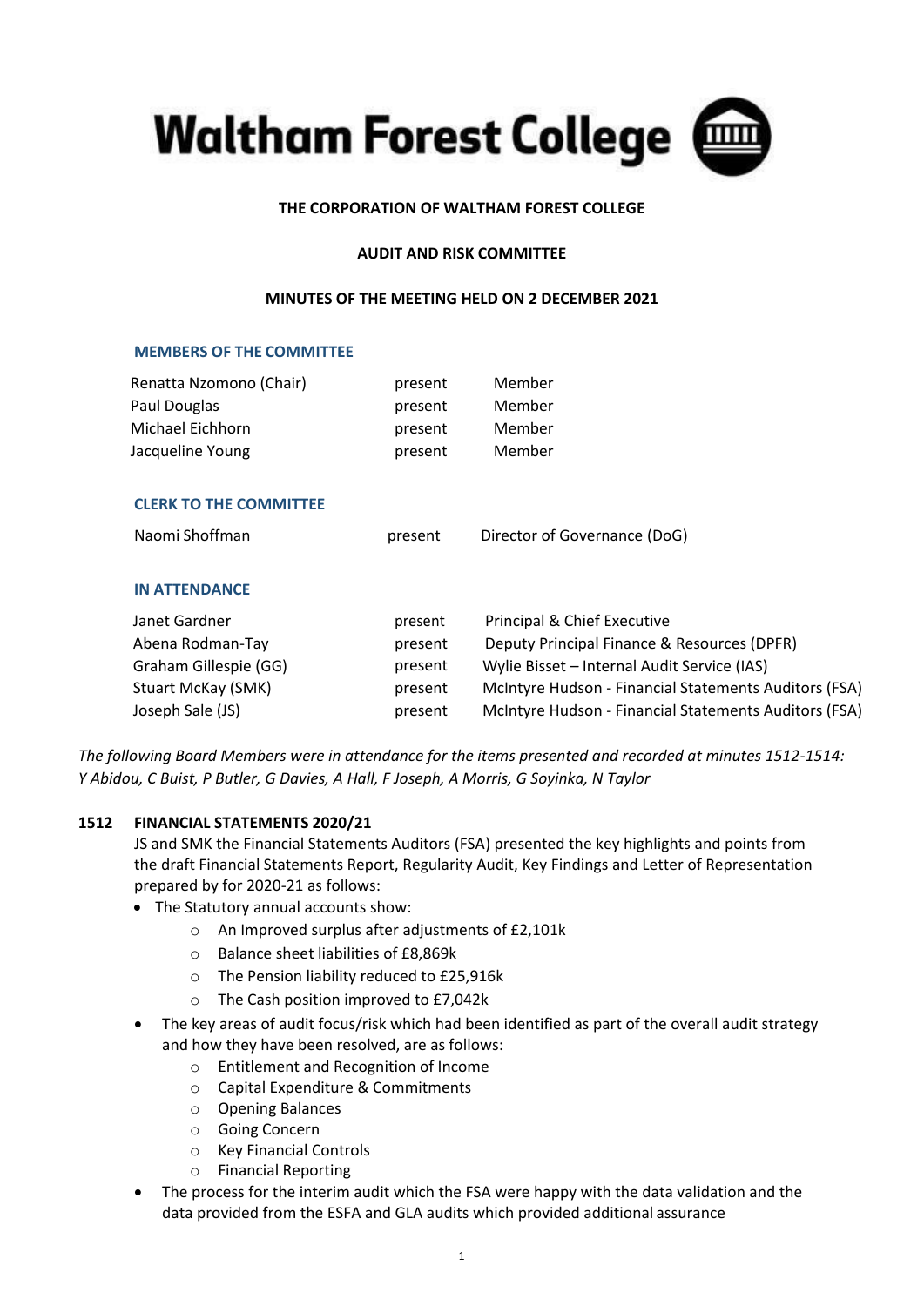# Waltham Forest College

**THE CORPORATION OF WALTHAM FOREST COLLEGE**

**AUDIT AND RISK COMMITTEE**

**MINUTES OF THE MEETING HELD ON 2 DECEMBER 2021**

## MEMBERS OF THE COMMITTEE

| | | |
|---|---|---|
| Renatta Nzomono (Chair) | present | Member |
| Paul Douglas | present | Member |
| Michael Eichhorn | present | Member |
| Jacqueline Young | present | Member |

## CLERK TO THE COMMITTEE

| | | |
|---|---|---|
| Naomi Shoffman | present | Director of Governance (DoG) |

## IN ATTENDANCE

| | | |
|---|---|---|
| Janet Gardner | present | Principal & Chief Executive |
| Abena Rodman-Tay | present | Deputy Principal Finance & Resources (DPFR) |
| Graham Gillespie (GG) | present | Wylie Bisset – Internal Audit Service (IAS) |
| Stuart McKay (SMK) | present | McIntyre Hudson - Financial Statements Auditors (FSA) |
| Joseph Sale (JS) | present | McIntyre Hudson - Financial Statements Auditors (FSA) |

*The following Board Members were in attendance for the items presented and recorded at minutes 1512-1514: Y Abidou, C Buist, P Butler, G Davies, A Hall, F Joseph, A Morris, G Soyinka, N Taylor*

### 1512 FINANCIAL STATEMENTS 2020/21

JS and SMK the Financial Statements Auditors (FSA) presented the key highlights and points from the draft Financial Statements Report, Regularity Audit, Key Findings and Letter of Representation prepared by for 2020-21 as follows:

- The Statutory annual accounts show:
  - An Improved surplus after adjustments of £2,101k
  - Balance sheet liabilities of £8,869k
  - The Pension liability reduced to £25,916k
  - The Cash position improved to £7,042k
- The key areas of audit focus/risk which had been identified as part of the overall audit strategy and how they have been resolved, are as follows:
  - Entitlement and Recognition of Income
  - Capital Expenditure & Commitments
  - Opening Balances
  - Going Concern
  - Key Financial Controls
  - Financial Reporting
- The process for the interim audit which the FSA were happy with the data validation and the data provided from the ESFA and GLA audits which provided additional assurance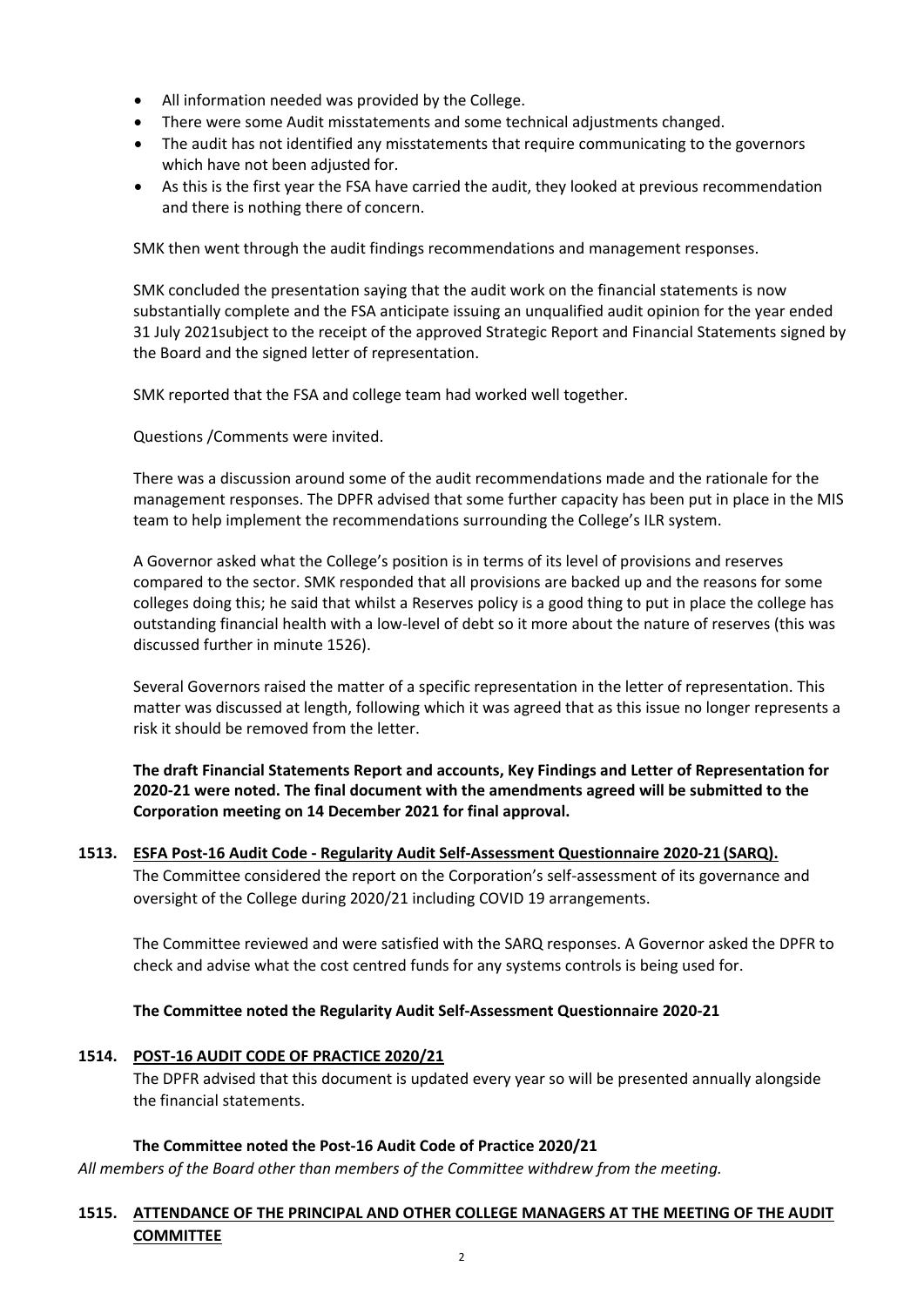- All information needed was provided by the College.
- There were some Audit misstatements and some technical adjustments changed.
- The audit has not identified any misstatements that require communicating to the governors which have not been adjusted for.
- As this is the first year the FSA have carried the audit, they looked at previous recommendation and there is nothing there of concern.

SMK then went through the audit findings recommendations and management responses.

SMK concluded the presentation saying that the audit work on the financial statements is now substantially complete and the FSA anticipate issuing an unqualified audit opinion for the year ended 31 July 2021subject to the receipt of the approved Strategic Report and Financial Statements signed by the Board and the signed letter of representation.

SMK reported that the FSA and college team had worked well together.

Questions /Comments were invited.

There was a discussion around some of the audit recommendations made and the rationale for the management responses. The DPFR advised that some further capacity has been put in place in the MIS team to help implement the recommendations surrounding the College's ILR system.

A Governor asked what the College's position is in terms of its level of provisions and reserves compared to the sector. SMK responded that all provisions are backed up and the reasons for some colleges doing this; he said that whilst a Reserves policy is a good thing to put in place the college has outstanding financial health with a low-level of debt so it more about the nature of reserves (this was discussed further in minute 1526).

Several Governors raised the matter of a specific representation in the letter of representation. This matter was discussed at length, following which it was agreed that as this issue no longer represents a risk it should be removed from the letter.

**The draft Financial Statements Report and accounts, Key Findings and Letter of Representation for 2020-21 were noted. The final document with the amendments agreed will be submitted to the Corporation meeting on 14 December 2021 for final approval.**

## 1513. ESFA Post-16 Audit Code - Regularity Audit Self-Assessment Questionnaire 2020-21 (SARQ).

The Committee considered the report on the Corporation's self-assessment of its governance and oversight of the College during 2020/21 including COVID 19 arrangements.

The Committee reviewed and were satisfied with the SARQ responses. A Governor asked the DPFR to check and advise what the cost centred funds for any systems controls is being used for.

**The Committee noted the Regularity Audit Self-Assessment Questionnaire 2020-21**

## 1514. POST-16 AUDIT CODE OF PRACTICE 2020/21

The DPFR advised that this document is updated every year so will be presented annually alongside the financial statements.

**The Committee noted the Post-16 Audit Code of Practice 2020/21**

*All members of the Board other than members of the Committee withdrew from the meeting.*

## 1515. ATTENDANCE OF THE PRINCIPAL AND OTHER COLLEGE MANAGERS AT THE MEETING OF THE AUDIT COMMITTEE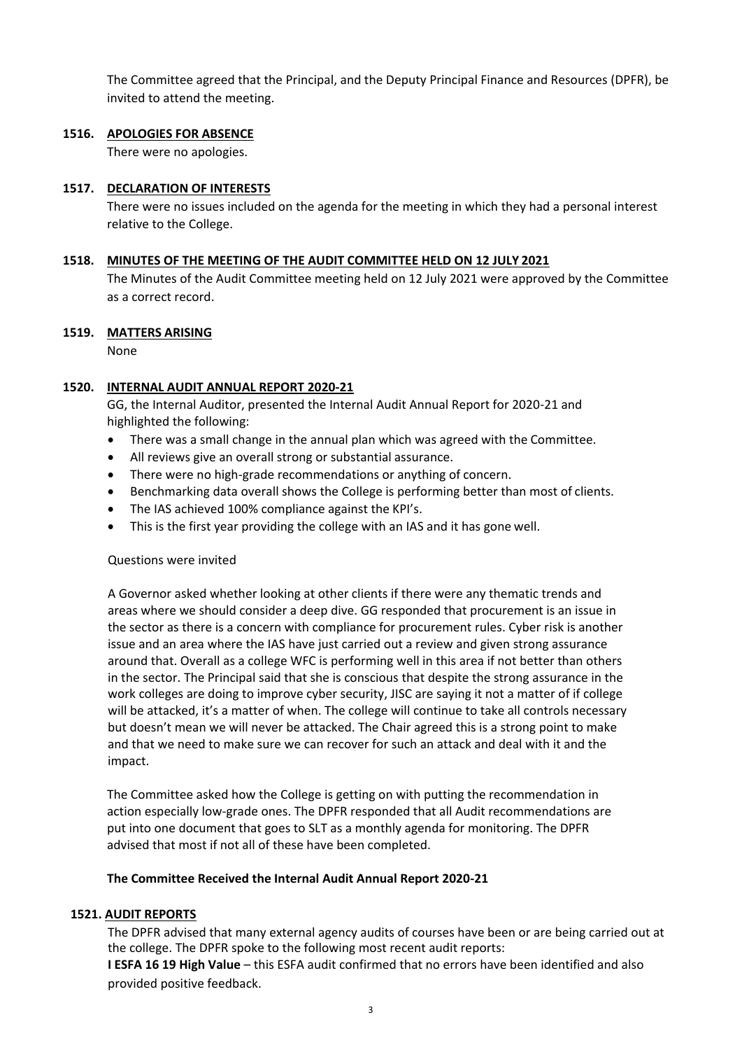The Committee agreed that the Principal, and the Deputy Principal Finance and Resources (DPFR), be invited to attend the meeting.

## 1516. APOLOGIES FOR ABSENCE

There were no apologies.

## 1517. DECLARATION OF INTERESTS

There were no issues included on the agenda for the meeting in which they had a personal interest relative to the College.

## 1518. MINUTES OF THE MEETING OF THE AUDIT COMMITTEE HELD ON 12 JULY 2021

The Minutes of the Audit Committee meeting held on 12 July 2021 were approved by the Committee as a correct record.

## 1519. MATTERS ARISING

None

## 1520. INTERNAL AUDIT ANNUAL REPORT 2020-21

GG, the Internal Auditor, presented the Internal Audit Annual Report for 2020-21 and highlighted the following:

- There was a small change in the annual plan which was agreed with the Committee.
- All reviews give an overall strong or substantial assurance.
- There were no high-grade recommendations or anything of concern.
- Benchmarking data overall shows the College is performing better than most of clients.
- The IAS achieved 100% compliance against the KPI's.
- This is the first year providing the college with an IAS and it has gone well.

Questions were invited

A Governor asked whether looking at other clients if there were any thematic trends and areas where we should consider a deep dive. GG responded that procurement is an issue in the sector as there is a concern with compliance for procurement rules. Cyber risk is another issue and an area where the IAS have just carried out a review and given strong assurance around that. Overall as a college WFC is performing well in this area if not better than others in the sector. The Principal said that she is conscious that despite the strong assurance in the work colleges are doing to improve cyber security, JISC are saying it not a matter of if college will be attacked, it's a matter of when. The college will continue to take all controls necessary but doesn't mean we will never be attacked. The Chair agreed this is a strong point to make and that we need to make sure we can recover for such an attack and deal with it and the impact.

The Committee asked how the College is getting on with putting the recommendation in action especially low-grade ones. The DPFR responded that all Audit recommendations are put into one document that goes to SLT as a monthly agenda for monitoring. The DPFR advised that most if not all of these have been completed.

**The Committee Received the Internal Audit Annual Report 2020-21**

## 1521. AUDIT REPORTS

The DPFR advised that many external agency audits of courses have been or are being carried out at the college. The DPFR spoke to the following most recent audit reports:

**I ESFA 16 19 High Value** – this ESFA audit confirmed that no errors have been identified and also provided positive feedback.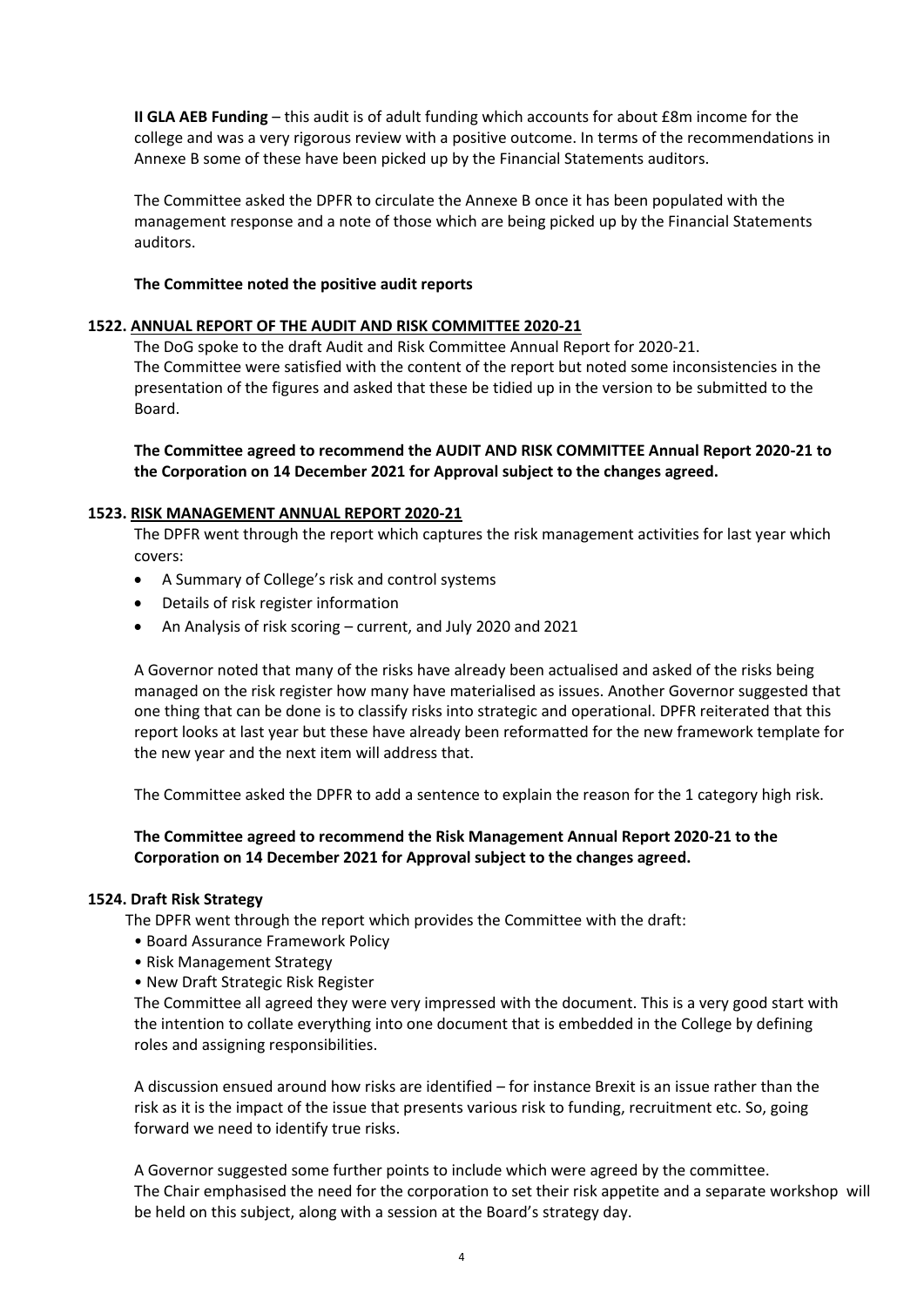**II GLA AEB Funding** – this audit is of adult funding which accounts for about £8m income for the college and was a very rigorous review with a positive outcome. In terms of the recommendations in Annexe B some of these have been picked up by the Financial Statements auditors.

The Committee asked the DPFR to circulate the Annexe B once it has been populated with the management response and a note of those which are being picked up by the Financial Statements auditors.

**The Committee noted the positive audit reports**

**1522. ANNUAL REPORT OF THE AUDIT AND RISK COMMITTEE 2020-21**

The DoG spoke to the draft Audit and Risk Committee Annual Report for 2020-21.
The Committee were satisfied with the content of the report but noted some inconsistencies in the presentation of the figures and asked that these be tidied up in the version to be submitted to the Board.

**The Committee agreed to recommend the AUDIT AND RISK COMMITTEE Annual Report 2020-21 to the Corporation on 14 December 2021 for Approval subject to the changes agreed.**

**1523. RISK MANAGEMENT ANNUAL REPORT 2020-21**

The DPFR went through the report which captures the risk management activities for last year which covers:

- A Summary of College's risk and control systems
- Details of risk register information
- An Analysis of risk scoring – current, and July 2020 and 2021

A Governor noted that many of the risks have already been actualised and asked of the risks being managed on the risk register how many have materialised as issues. Another Governor suggested that one thing that can be done is to classify risks into strategic and operational. DPFR reiterated that this report looks at last year but these have already been reformatted for the new framework template for the new year and the next item will address that.

The Committee asked the DPFR to add a sentence to explain the reason for the 1 category high risk.

**The Committee agreed to recommend the Risk Management Annual Report 2020-21 to the Corporation on 14 December 2021 for Approval subject to the changes agreed.**

**1524. Draft Risk Strategy**

The DPFR went through the report which provides the Committee with the draft:

- Board Assurance Framework Policy
- Risk Management Strategy
- New Draft Strategic Risk Register

The Committee all agreed they were very impressed with the document. This is a very good start with the intention to collate everything into one document that is embedded in the College by defining roles and assigning responsibilities.

A discussion ensued around how risks are identified – for instance Brexit is an issue rather than the risk as it is the impact of the issue that presents various risk to funding, recruitment etc. So, going forward we need to identify true risks.

A Governor suggested some further points to include which were agreed by the committee.
The Chair emphasised the need for the corporation to set their risk appetite and a separate workshop will be held on this subject, along with a session at the Board's strategy day.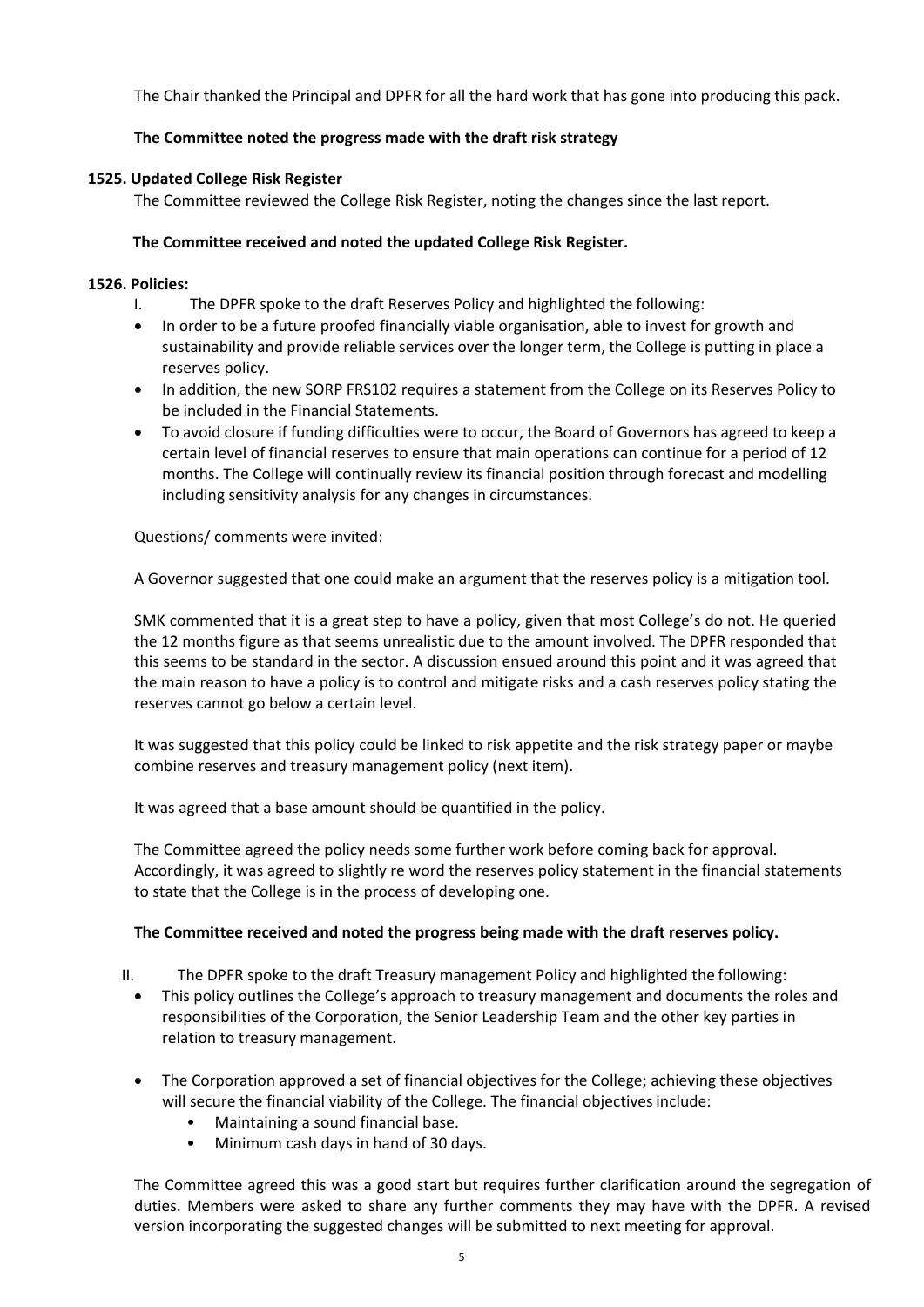The Chair thanked the Principal and DPFR for all the hard work that has gone into producing this pack.

**The Committee noted the progress made with the draft risk strategy**

**1525. Updated College Risk Register**

The Committee reviewed the College Risk Register, noting the changes since the last report.

**The Committee received and noted the updated College Risk Register.**

**1526. Policies:**

I. The DPFR spoke to the draft Reserves Policy and highlighted the following:

- In order to be a future proofed financially viable organisation, able to invest for growth and sustainability and provide reliable services over the longer term, the College is putting in place a reserves policy.
- In addition, the new SORP FRS102 requires a statement from the College on its Reserves Policy to be included in the Financial Statements.
- To avoid closure if funding difficulties were to occur, the Board of Governors has agreed to keep a certain level of financial reserves to ensure that main operations can continue for a period of 12 months. The College will continually review its financial position through forecast and modelling including sensitivity analysis for any changes in circumstances.

Questions/ comments were invited:

A Governor suggested that one could make an argument that the reserves policy is a mitigation tool.

SMK commented that it is a great step to have a policy, given that most College's do not. He queried the 12 months figure as that seems unrealistic due to the amount involved. The DPFR responded that this seems to be standard in the sector. A discussion ensued around this point and it was agreed that the main reason to have a policy is to control and mitigate risks and a cash reserves policy stating the reserves cannot go below a certain level.

It was suggested that this policy could be linked to risk appetite and the risk strategy paper or maybe combine reserves and treasury management policy (next item).

It was agreed that a base amount should be quantified in the policy.

The Committee agreed the policy needs some further work before coming back for approval. Accordingly, it was agreed to slightly re word the reserves policy statement in the financial statements to state that the College is in the process of developing one.

**The Committee received and noted the progress being made with the draft reserves policy.**

II. The DPFR spoke to the draft Treasury management Policy and highlighted the following:

- This policy outlines the College's approach to treasury management and documents the roles and responsibilities of the Corporation, the Senior Leadership Team and the other key parties in relation to treasury management.
- The Corporation approved a set of financial objectives for the College; achieving these objectives will secure the financial viability of the College. The financial objectives include:
  - Maintaining a sound financial base.
  - Minimum cash days in hand of 30 days.

The Committee agreed this was a good start but requires further clarification around the segregation of duties. Members were asked to share any further comments they may have with the DPFR. A revised version incorporating the suggested changes will be submitted to next meeting for approval.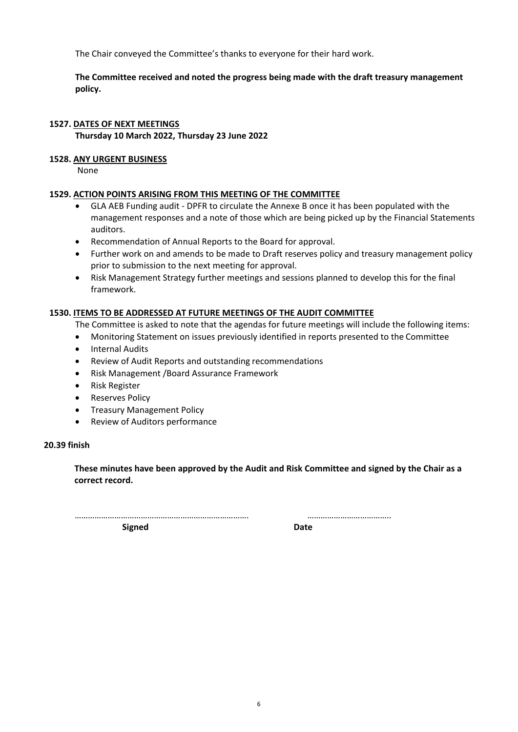The Chair conveyed the Committee's thanks to everyone for their hard work.

**The Committee received and noted the progress being made with the draft treasury management policy.**

**1527. DATES OF NEXT MEETINGS**
**Thursday 10 March 2022, Thursday 23 June 2022**

**1528. ANY URGENT BUSINESS**
None

**1529. ACTION POINTS ARISING FROM THIS MEETING OF THE COMMITTEE**

- GLA AEB Funding audit - DPFR to circulate the Annexe B once it has been populated with the management responses and a note of those which are being picked up by the Financial Statements auditors.
- Recommendation of Annual Reports to the Board for approval.
- Further work on and amends to be made to Draft reserves policy and treasury management policy prior to submission to the next meeting for approval.
- Risk Management Strategy further meetings and sessions planned to develop this for the final framework.

**1530. ITEMS TO BE ADDRESSED AT FUTURE MEETINGS OF THE AUDIT COMMITTEE**

The Committee is asked to note that the agendas for future meetings will include the following items:

- Monitoring Statement on issues previously identified in reports presented to the Committee
- Internal Audits
- Review of Audit Reports and outstanding recommendations
- Risk Management /Board Assurance Framework
- Risk Register
- Reserves Policy
- Treasury Management Policy
- Review of Auditors performance

**20.39 finish**

**These minutes have been approved by the Audit and Risk Committee and signed by the Chair as a correct record.**

………………………………………………………………….   ………………………………..

**Signed**   **Date**